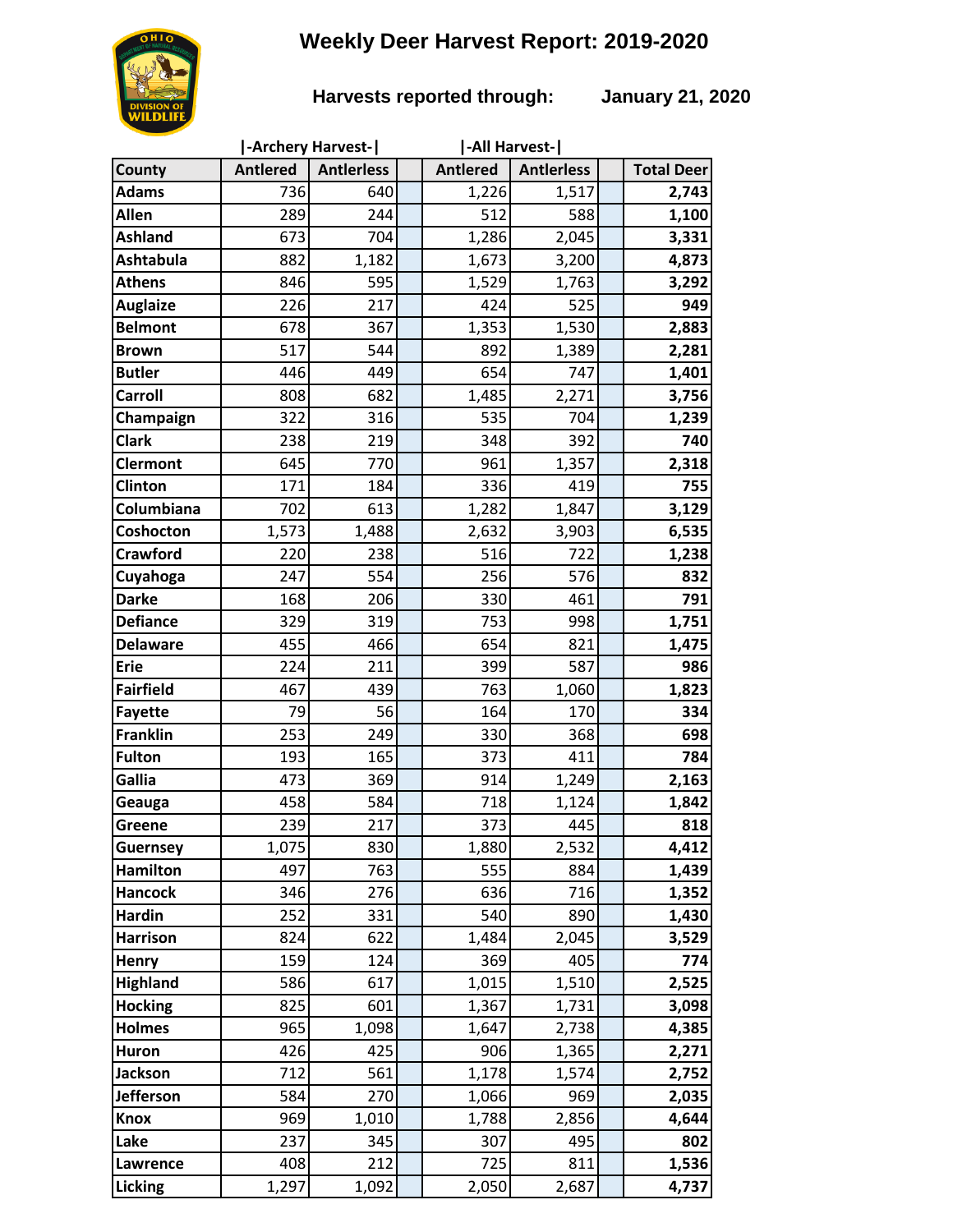# Weekly Deer Harvest Report: 2019-2020

**Harvests reported through: January 21, 2020**

| County | Archery Harvest: Antlered | Archery Harvest: Antlerless | All Harvest: Antlered | All Harvest: Antlerless | Total Deer |
|---|---|---|---|---|---|
| Adams | 736 | 640 | 1,226 | 1,517 | **2,743** |
| Allen | 289 | 244 | 512 | 588 | **1,100** |
| Ashland | 673 | 704 | 1,286 | 2,045 | **3,331** |
| Ashtabula | 882 | 1,182 | 1,673 | 3,200 | **4,873** |
| Athens | 846 | 595 | 1,529 | 1,763 | **3,292** |
| Auglaize | 226 | 217 | 424 | 525 | **949** |
| Belmont | 678 | 367 | 1,353 | 1,530 | **2,883** |
| Brown | 517 | 544 | 892 | 1,389 | **2,281** |
| Butler | 446 | 449 | 654 | 747 | **1,401** |
| Carroll | 808 | 682 | 1,485 | 2,271 | **3,756** |
| Champaign | 322 | 316 | 535 | 704 | **1,239** |
| Clark | 238 | 219 | 348 | 392 | **740** |
| Clermont | 645 | 770 | 961 | 1,357 | **2,318** |
| Clinton | 171 | 184 | 336 | 419 | **755** |
| Columbiana | 702 | 613 | 1,282 | 1,847 | **3,129** |
| Coshocton | 1,573 | 1,488 | 2,632 | 3,903 | **6,535** |
| Crawford | 220 | 238 | 516 | 722 | **1,238** |
| Cuyahoga | 247 | 554 | 256 | 576 | **832** |
| Darke | 168 | 206 | 330 | 461 | **791** |
| Defiance | 329 | 319 | 753 | 998 | **1,751** |
| Delaware | 455 | 466 | 654 | 821 | **1,475** |
| Erie | 224 | 211 | 399 | 587 | **986** |
| Fairfield | 467 | 439 | 763 | 1,060 | **1,823** |
| Fayette | 79 | 56 | 164 | 170 | **334** |
| Franklin | 253 | 249 | 330 | 368 | **698** |
| Fulton | 193 | 165 | 373 | 411 | **784** |
| Gallia | 473 | 369 | 914 | 1,249 | **2,163** |
| Geauga | 458 | 584 | 718 | 1,124 | **1,842** |
| Greene | 239 | 217 | 373 | 445 | **818** |
| Guernsey | 1,075 | 830 | 1,880 | 2,532 | **4,412** |
| Hamilton | 497 | 763 | 555 | 884 | **1,439** |
| Hancock | 346 | 276 | 636 | 716 | **1,352** |
| Hardin | 252 | 331 | 540 | 890 | **1,430** |
| Harrison | 824 | 622 | 1,484 | 2,045 | **3,529** |
| Henry | 159 | 124 | 369 | 405 | **774** |
| Highland | 586 | 617 | 1,015 | 1,510 | **2,525** |
| Hocking | 825 | 601 | 1,367 | 1,731 | **3,098** |
| Holmes | 965 | 1,098 | 1,647 | 2,738 | **4,385** |
| Huron | 426 | 425 | 906 | 1,365 | **2,271** |
| Jackson | 712 | 561 | 1,178 | 1,574 | **2,752** |
| Jefferson | 584 | 270 | 1,066 | 969 | **2,035** |
| Knox | 969 | 1,010 | 1,788 | 2,856 | **4,644** |
| Lake | 237 | 345 | 307 | 495 | **802** |
| Lawrence | 408 | 212 | 725 | 811 | **1,536** |
| Licking | 1,297 | 1,092 | 2,050 | 2,687 | **4,737** |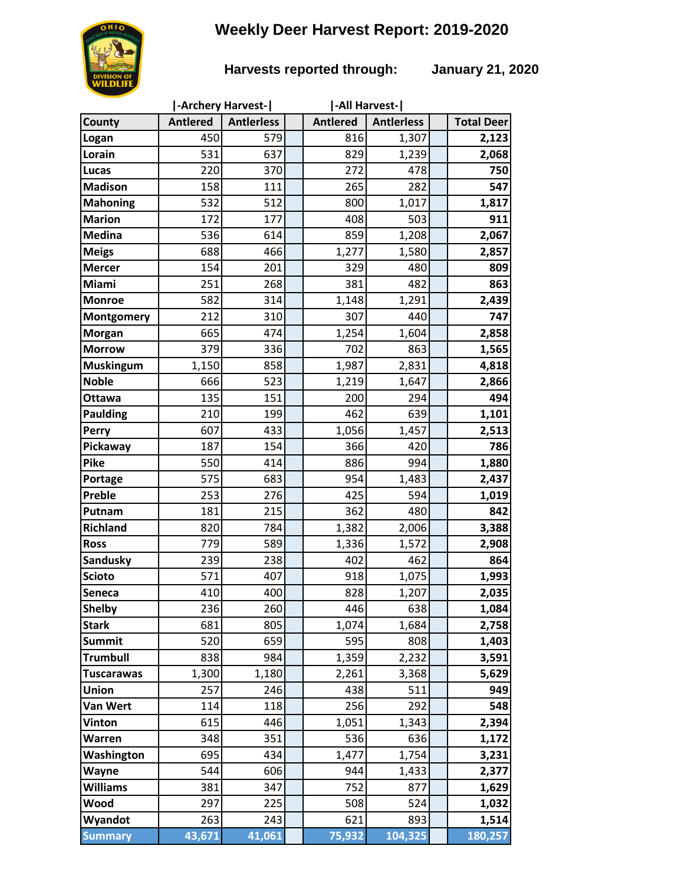# Weekly Deer Harvest Report: 2019-2020

**Harvests reported through: January 21, 2020**

| County | Archery Harvest Antlered | Archery Harvest Antlerless | | All Harvest Antlered | All Harvest Antlerless | | Total Deer |
|---|---|---|---|---|---|---|---|
| Logan | 450 | 579 | | 816 | 1,307 | | **2,123** |
| Lorain | 531 | 637 | | 829 | 1,239 | | **2,068** |
| Lucas | 220 | 370 | | 272 | 478 | | **750** |
| Madison | 158 | 111 | | 265 | 282 | | **547** |
| Mahoning | 532 | 512 | | 800 | 1,017 | | **1,817** |
| Marion | 172 | 177 | | 408 | 503 | | **911** |
| Medina | 536 | 614 | | 859 | 1,208 | | **2,067** |
| Meigs | 688 | 466 | | 1,277 | 1,580 | | **2,857** |
| Mercer | 154 | 201 | | 329 | 480 | | **809** |
| Miami | 251 | 268 | | 381 | 482 | | **863** |
| Monroe | 582 | 314 | | 1,148 | 1,291 | | **2,439** |
| Montgomery | 212 | 310 | | 307 | 440 | | **747** |
| Morgan | 665 | 474 | | 1,254 | 1,604 | | **2,858** |
| Morrow | 379 | 336 | | 702 | 863 | | **1,565** |
| Muskingum | 1,150 | 858 | | 1,987 | 2,831 | | **4,818** |
| Noble | 666 | 523 | | 1,219 | 1,647 | | **2,866** |
| Ottawa | 135 | 151 | | 200 | 294 | | **494** |
| Paulding | 210 | 199 | | 462 | 639 | | **1,101** |
| Perry | 607 | 433 | | 1,056 | 1,457 | | **2,513** |
| Pickaway | 187 | 154 | | 366 | 420 | | **786** |
| Pike | 550 | 414 | | 886 | 994 | | **1,880** |
| Portage | 575 | 683 | | 954 | 1,483 | | **2,437** |
| Preble | 253 | 276 | | 425 | 594 | | **1,019** |
| Putnam | 181 | 215 | | 362 | 480 | | **842** |
| Richland | 820 | 784 | | 1,382 | 2,006 | | **3,388** |
| Ross | 779 | 589 | | 1,336 | 1,572 | | **2,908** |
| Sandusky | 239 | 238 | | 402 | 462 | | **864** |
| Scioto | 571 | 407 | | 918 | 1,075 | | **1,993** |
| Seneca | 410 | 400 | | 828 | 1,207 | | **2,035** |
| Shelby | 236 | 260 | | 446 | 638 | | **1,084** |
| Stark | 681 | 805 | | 1,074 | 1,684 | | **2,758** |
| Summit | 520 | 659 | | 595 | 808 | | **1,403** |
| Trumbull | 838 | 984 | | 1,359 | 2,232 | | **3,591** |
| Tuscarawas | 1,300 | 1,180 | | 2,261 | 3,368 | | **5,629** |
| Union | 257 | 246 | | 438 | 511 | | **949** |
| Van Wert | 114 | 118 | | 256 | 292 | | **548** |
| Vinton | 615 | 446 | | 1,051 | 1,343 | | **2,394** |
| Warren | 348 | 351 | | 536 | 636 | | **1,172** |
| Washington | 695 | 434 | | 1,477 | 1,754 | | **3,231** |
| Wayne | 544 | 606 | | 944 | 1,433 | | **2,377** |
| Williams | 381 | 347 | | 752 | 877 | | **1,629** |
| Wood | 297 | 225 | | 508 | 524 | | **1,032** |
| Wyandot | 263 | 243 | | 621 | 893 | | **1,514** |
| **Summary** | **43,671** | **41,061** | | **75,932** | **104,325** | | **180,257** |